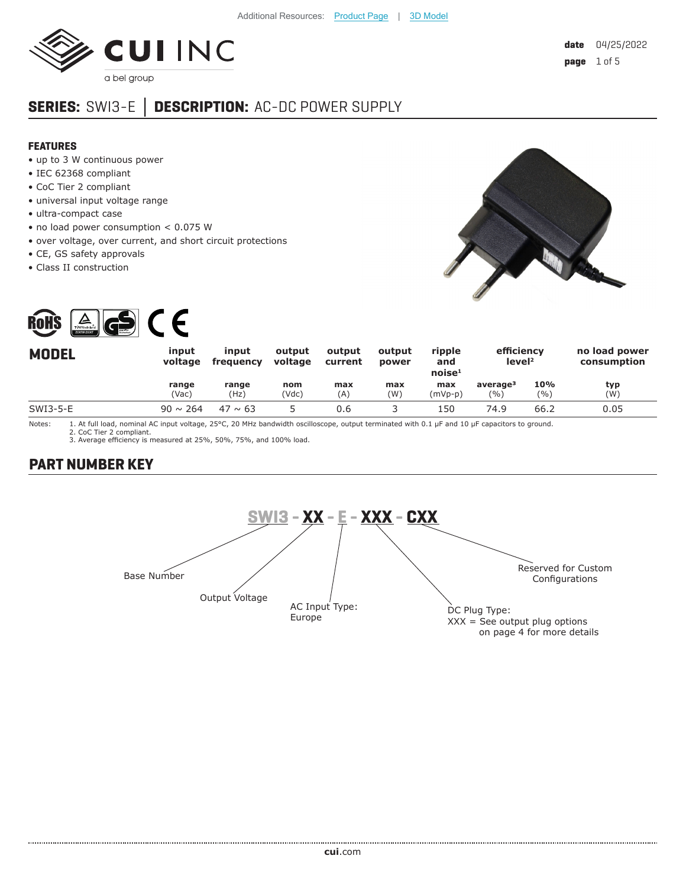Additional Resources: Product Page | 3D Model

date 04/25/2022

# SERIES: SWI3-E │ DESCRIPTION: AC-DC POWER SUPPLY

## FEATURES

- up to 3 W continuous power
- IEC 62368 compliant
- CoC Tier 2 compliant
- universal input voltage range
- ultra-compact case
- no load power consumption < 0.075 W
- over voltage, over current, and short circuit protections
- CE, GS safety approvals
- Class II construction

| MODEL | input voltage | input frequency | output voltage | output current | output power | ripple and noise[1] | efficiency level[2] | | no load power consumption |
|---|---|---|---|---|---|---|---|---|---|
| | range (Vac) | range (Hz) | nom (Vdc) | max (A) | max (W) | max (mVp-p) | average[3] (%) | 10% (%) | typ (W) |
| SWI3-5-E | 90 ~ 264 | 47 ~ 63 | 5 | 0.6 | 3 | 150 | 74.9 | 66.2 | 0.05 |

Notes:
1. At full load, nominal AC input voltage, 25°C, 20 MHz bandwidth oscilloscope, output terminated with 0.1 µF and 10 µF capacitors to ground.
2. CoC Tier 2 compliant.
3. Average efficiency is measured at 25%, 50%, 75%, and 100% load.

## PART NUMBER KEY

**SWI3 - XX - E - XXX - CXX**

- SWI3: Base Number
- XX: Output Voltage
- E: AC Input Type: Europe
- XXX: DC Plug Type: XXX = See output plug options on page 4 for more details
- CXX: Reserved for Custom Configurations

cui.com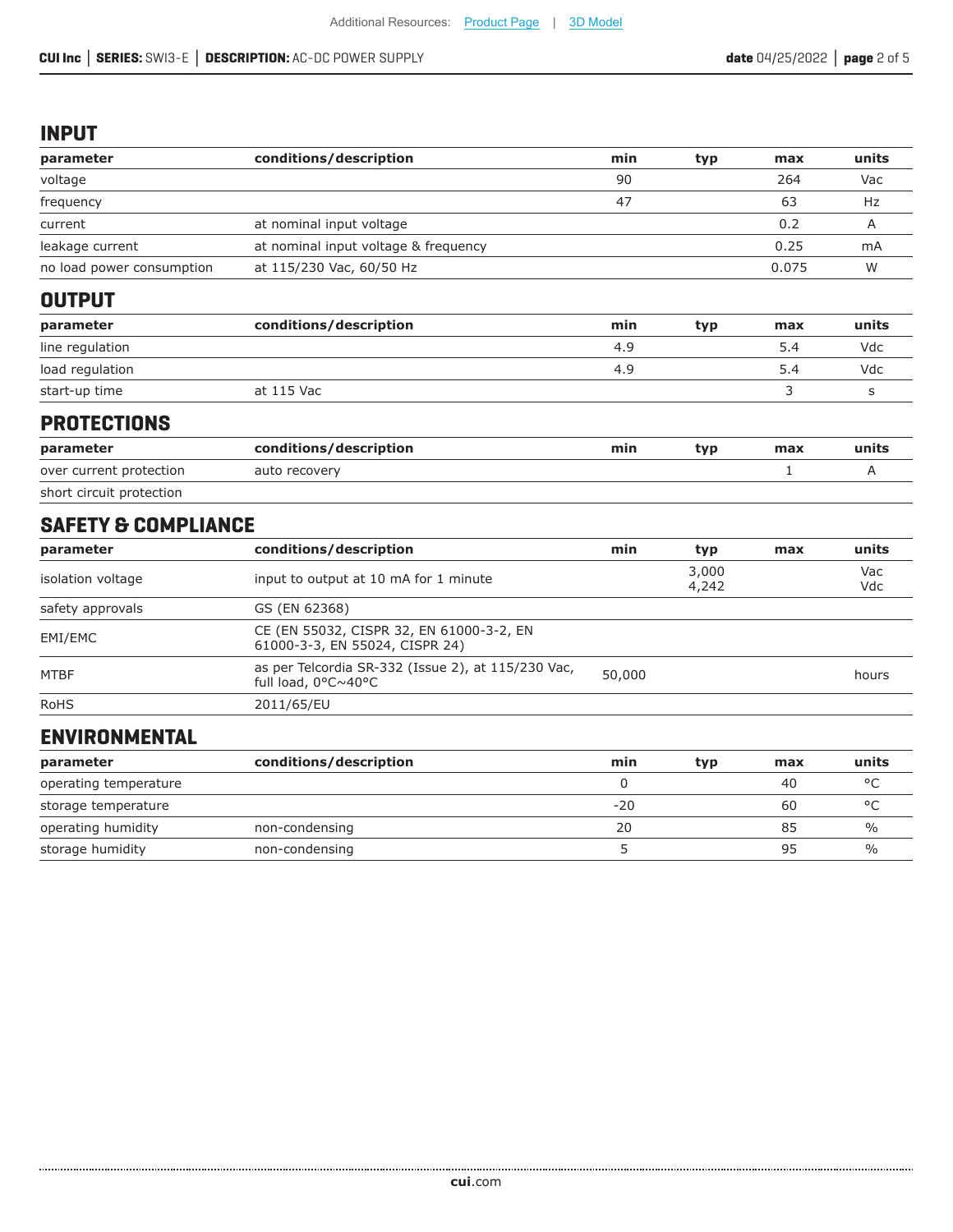## INPUT

| parameter | conditions/description | min | typ | max | units |
|---|---|---|---|---|---|
| voltage | | 90 | | 264 | Vac |
| frequency | | 47 | | 63 | Hz |
| current | at nominal input voltage | | | 0.2 | A |
| leakage current | at nominal input voltage & frequency | | | 0.25 | mA |
| no load power consumption | at 115/230 Vac, 60/50 Hz | | | 0.075 | W |

## OUTPUT

| parameter | conditions/description | min | typ | max | units |
|---|---|---|---|---|---|
| line regulation | | 4.9 | | 5.4 | Vdc |
| load regulation | | 4.9 | | 5.4 | Vdc |
| start-up time | at 115 Vac | | | 3 | s |

## PROTECTIONS

| parameter | conditions/description | min | typ | max | units |
|---|---|---|---|---|---|
| over current protection | auto recovery | | | 1 | A |
| short circuit protection | | | | | |

## SAFETY & COMPLIANCE

| parameter | conditions/description | min | typ | max | units |
|---|---|---|---|---|---|
| isolation voltage | input to output at 10 mA for 1 minute | | 3,000<br>4,242 | | Vac<br>Vdc |
| safety approvals | GS (EN 62368) | | | | |
| EMI/EMC | CE (EN 55032, CISPR 32, EN 61000-3-2, EN 61000-3-3, EN 55024, CISPR 24) | | | | |
| MTBF | as per Telcordia SR-332 (Issue 2), at 115/230 Vac, full load, 0°C~40°C | 50,000 | | | hours |
| RoHS | 2011/65/EU | | | | |

## ENVIRONMENTAL

| parameter | conditions/description | min | typ | max | units |
|---|---|---|---|---|---|
| operating temperature | | 0 | | 40 | °C |
| storage temperature | | -20 | | 60 | °C |
| operating humidity | non-condensing | 20 | | 85 | % |
| storage humidity | non-condensing | 5 | | 95 | % |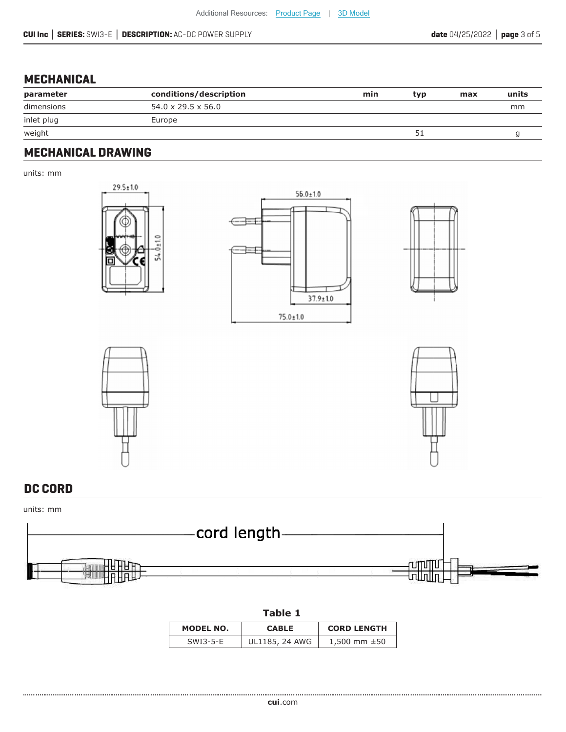## MECHANICAL

| parameter | conditions/description | min | typ | max | units |
|---|---|---|---|---|---|
| dimensions | 54.0 x 29.5 x 56.0 | | | | mm |
| inlet plug | Europe | | | | |
| weight | | | 51 | | g |

## MECHANICAL DRAWING

units: mm

## DC CORD

units: mm

**Table 1**

| MODEL NO. | CABLE | CORD LENGTH |
|---|---|---|
| SWI3-5-E | UL1185, 24 AWG | 1,500 mm ±50 |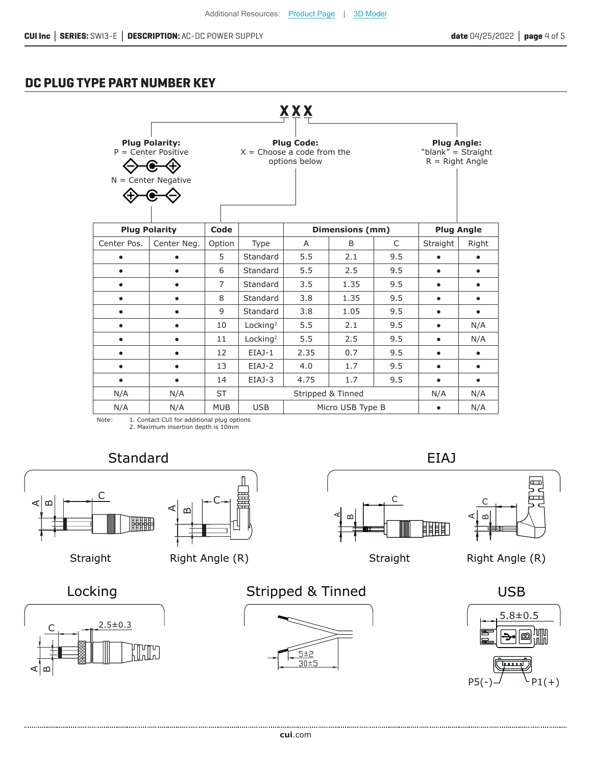## DC PLUG TYPE PART NUMBER KEY

**X X X**

**Plug Polarity:**
P = Center Positive
N = Center Negative

**Plug Code:**
X = Choose a code from the options below

**Plug Angle:**
"blank" = Straight
R = Right Angle

| Plug Polarity | | Code | | Dimensions (mm) | | | Plug Angle | |
|---|---|---|---|---|---|---|---|---|
| Center Pos. | Center Neg. | Option | Type | A | B | C | Straight | Right |
| • | • | 5 | Standard | 5.5 | 2.1 | 9.5 | • | • |
| • | • | 6 | Standard | 5.5 | 2.5 | 9.5 | • | • |
| • | • | 7 | Standard | 3.5 | 1.35 | 9.5 | • | • |
| • | • | 8 | Standard | 3.8 | 1.35 | 9.5 | • | • |
| • | • | 9 | Standard | 3.8 | 1.05 | 9.5 | • | • |
| • | • | 10 | Locking[2] | 5.5 | 2.1 | 9.5 | • | N/A |
| • | • | 11 | Locking[2] | 5.5 | 2.5 | 9.5 | • | N/A |
| • | • | 12 | EIAJ-1 | 2.35 | 0.7 | 9.5 | • | • |
| • | • | 13 | EIAJ-2 | 4.0 | 1.7 | 9.5 | • | • |
| • | • | 14 | EIAJ-3 | 4.75 | 1.7 | 9.5 | • | • |
| N/A | N/A | ST | Stripped & Tinned | | | | N/A | N/A |
| N/A | N/A | MUB | USB | Micro USB Type B | | | • | N/A |

Note:
1. Contact CUI for additional plug options
2. Maximum insertion depth is 10mm

### Standard

Straight

Right Angle (R)

### EIAJ

Straight

Right Angle (R)

### Locking

2.5±0.3

### Stripped & Tinned

5±2
30±5

### USB

5.8±0.5

P5(-) P1(+)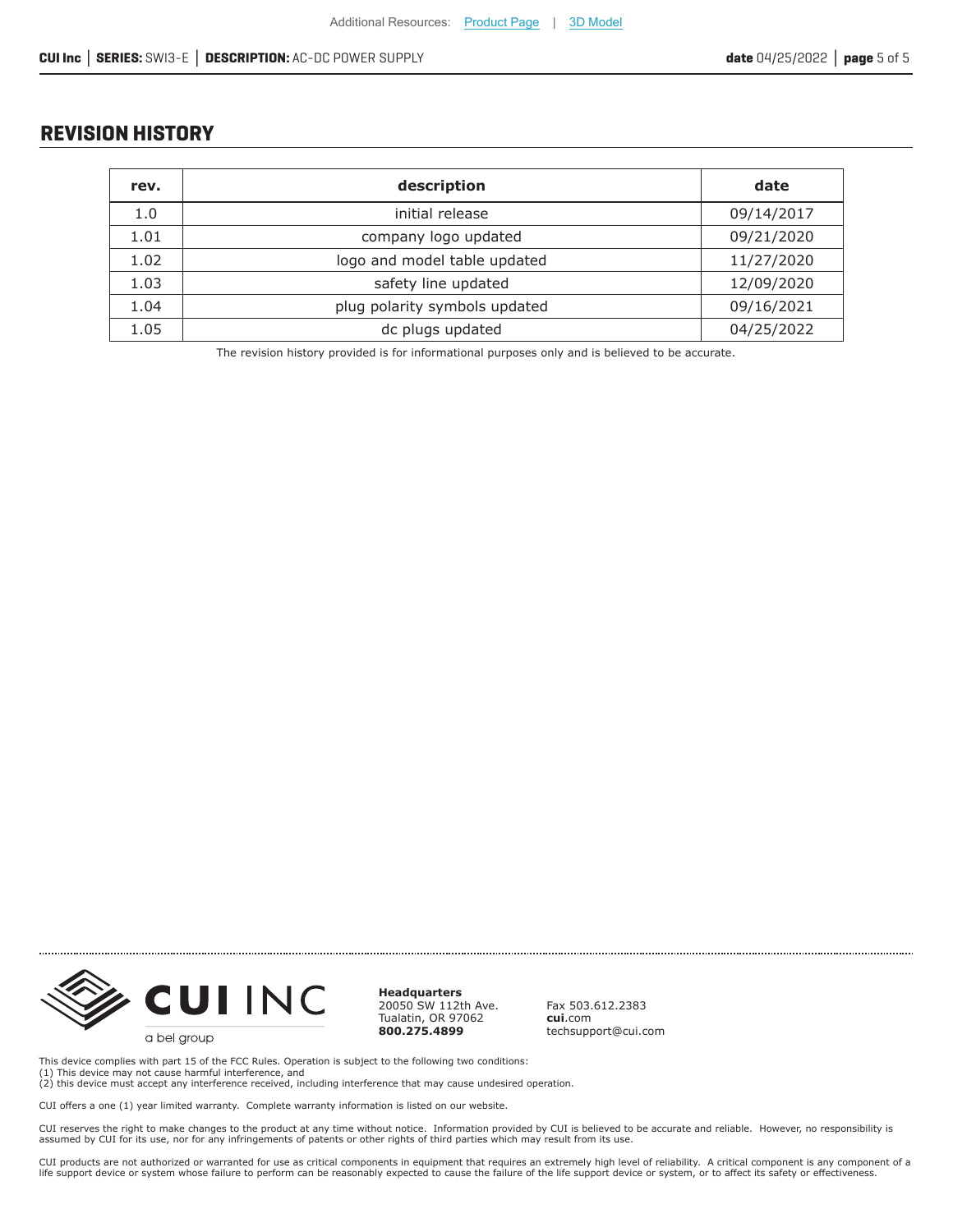## REVISION HISTORY

| rev. | description | date |
|---|---|---|
| 1.0 | initial release | 09/14/2017 |
| 1.01 | company logo updated | 09/21/2020 |
| 1.02 | logo and model table updated | 11/27/2020 |
| 1.03 | safety line updated | 12/09/2020 |
| 1.04 | plug polarity symbols updated | 09/16/2021 |
| 1.05 | dc plugs updated | 04/25/2022 |

The revision history provided is for informational purposes only and is believed to be accurate.

CUI INC
a bel group

**Headquarters**
20050 SW 112th Ave.
Tualatin, OR 97062
**800.275.4899**

Fax 503.612.2383
**cui**.com
techsupport@cui.com

This device complies with part 15 of the FCC Rules. Operation is subject to the following two conditions:
(1) This device may not cause harmful interference, and
(2) this device must accept any interference received, including interference that may cause undesired operation.

CUI offers a one (1) year limited warranty. Complete warranty information is listed on our website.

CUI reserves the right to make changes to the product at any time without notice. Information provided by CUI is believed to be accurate and reliable. However, no responsibility is assumed by CUI for its use, nor for any infringements of patents or other rights of third parties which may result from its use.

CUI products are not authorized or warranted for use as critical components in equipment that requires an extremely high level of reliability. A critical component is any component of a life support device or system whose failure to perform can be reasonably expected to cause the failure of the life support device or system, or to affect its safety or effectiveness.